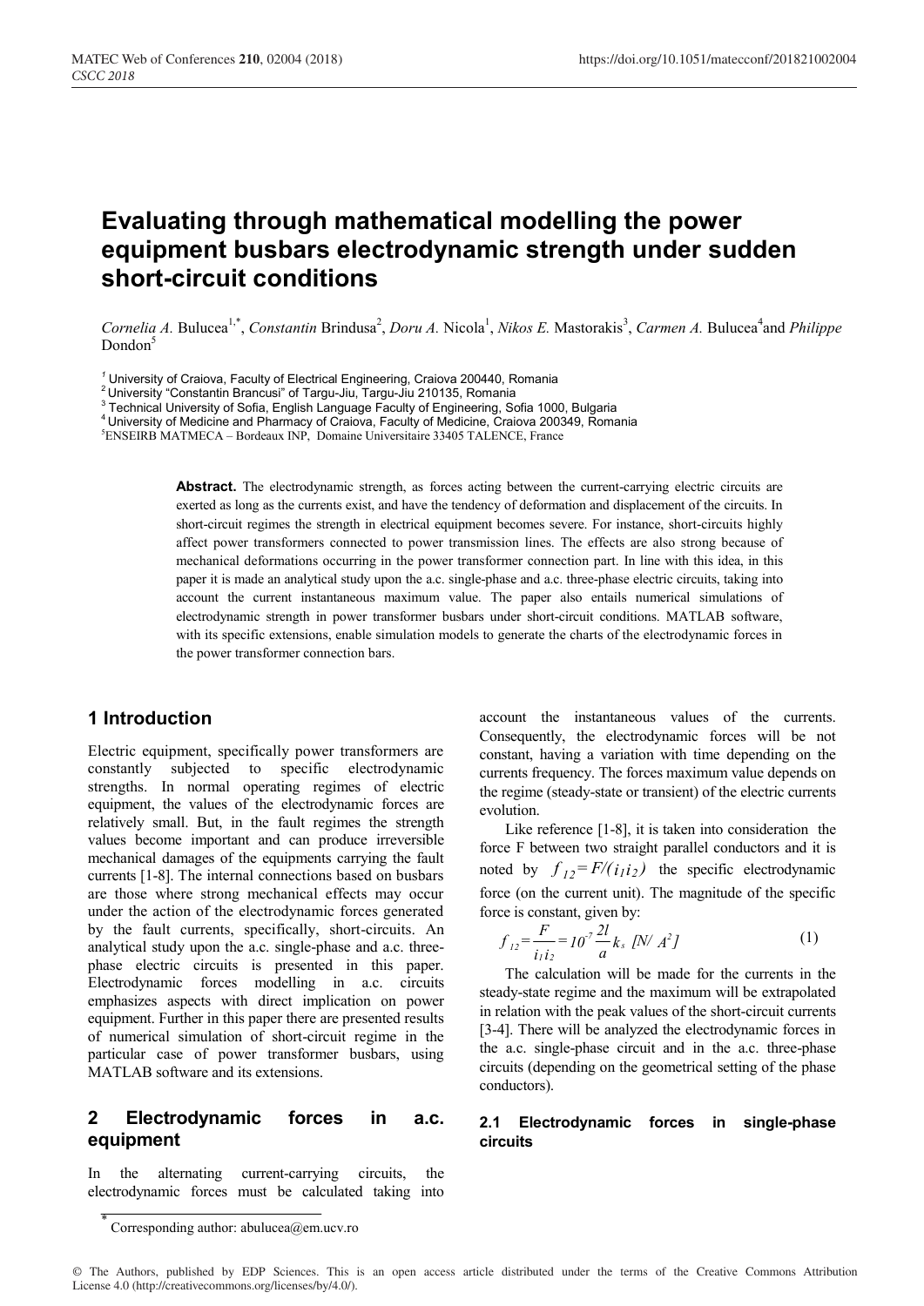# Evaluating through mathematical modelling the power equipment busbars electrodynamic strength under sudden short-circuit conditions

*Cornelia A.* Bulucea[1,*], *Constantin* Brindusa[2], *Doru A.* Nicola[1], *Nikos E.* Mastorakis[3], *Carmen A.* Bulucea[4] and *Philippe* Dondon[5]

[1] University of Craiova, Faculty of Electrical Engineering, Craiova 200440, Romania
[2] University "Constantin Brancusi" of Targu-Jiu, Targu-Jiu 210135, Romania
[3] Technical University of Sofia, English Language Faculty of Engineering, Sofia 1000, Bulgaria
[4] University of Medicine and Pharmacy of Craiova, Faculty of Medicine, Craiova 200349, Romania
[5] ENSEIRB MATMECA – Bordeaux INP, Domaine Universitaire 33405 TALENCE, France

**Abstract.** The electrodynamic strength, as forces acting between the current-carrying electric circuits are exerted as long as the currents exist, and have the tendency of deformation and displacement of the circuits. In short-circuit regimes the strength in electrical equipment becomes severe. For instance, short-circuits highly affect power transformers connected to power transmission lines. The effects are also strong because of mechanical deformations occurring in the power transformer connection part. In line with this idea, in this paper it is made an analytical study upon the a.c. single-phase and a.c. three-phase electric circuits, taking into account the current instantaneous maximum value. The paper also entails numerical simulations of electrodynamic strength in power transformer busbars under short-circuit conditions. MATLAB software, with its specific extensions, enable simulation models to generate the charts of the electrodynamic forces in the power transformer connection bars.

## 1 Introduction

Electric equipment, specifically power transformers are constantly subjected to specific electrodynamic strengths. In normal operating regimes of electric equipment, the values of the electrodynamic forces are relatively small. But, in the fault regimes the strength values become important and can produce irreversible mechanical damages of the equipments carrying the fault currents [1-8]. The internal connections based on busbars are those where strong mechanical effects may occur under the action of the electrodynamic forces generated by the fault currents, specifically, short-circuits. An analytical study upon the a.c. single-phase and a.c. three-phase electric circuits is presented in this paper. Electrodynamic forces modelling in a.c. circuits emphasizes aspects with direct implication on power equipment. Further in this paper there are presented results of numerical simulation of short-circuit regime in the particular case of power transformer busbars, using MATLAB software and its extensions.

## 2 Electrodynamic forces in a.c. equipment

In the alternating current-carrying circuits, the electrodynamic forces must be calculated taking into account the instantaneous values of the currents. Consequently, the electrodynamic forces will be not constant, having a variation with time depending on the currents frequency. The forces maximum value depends on the regime (steady-state or transient) of the electric currents evolution.

Like reference [1-8], it is taken into consideration the force F between two straight parallel conductors and it is noted by $f_{12}=F/(i_1 i_2)$ the specific electrodynamic force (on the current unit). The magnitude of the specific force is constant, given by:

$$f_{12}=\frac{F}{i_1 i_2}=10^{-7}\frac{2l}{a}k_s \ [N/A^2] \tag{1}$$

The calculation will be made for the currents in the steady-state regime and the maximum will be extrapolated in relation with the peak values of the short-circuit currents [3-4]. There will be analyzed the electrodynamic forces in the a.c. single-phase circuit and in the a.c. three-phase circuits (depending on the geometrical setting of the phase conductors).

### 2.1 Electrodynamic forces in single-phase circuits

* Corresponding author: abulucea@em.ucv.ro

© The Authors, published by EDP Sciences. This is an open access article distributed under the terms of the Creative Commons Attribution License 4.0 (http://creativecommons.org/licenses/by/4.0/).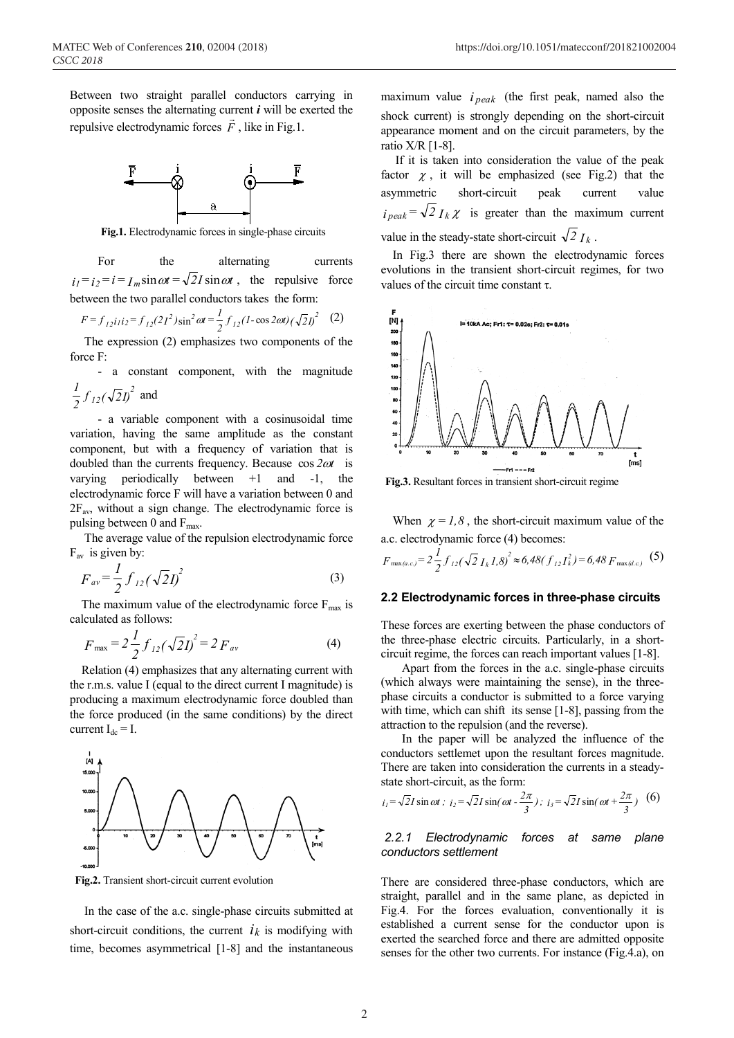Between two straight parallel conductors carrying in opposite senses the alternating current $\boldsymbol{i}$ will be exerted the repulsive electrodynamic forces $\vec{F}$, like in Fig.1.

**Fig.1.** Electrodynamic forces in single-phase circuits

For the alternating currents $i_1 = i_2 = i = I_m \sin \omega t = \sqrt{2} I \sin \omega t$, the repulsive force between the two parallel conductors takes the form:

$$F = f_{12} i_1 i_2 = f_{12} (2I^2) \sin^2 \omega t = \frac{1}{2} f_{12} (1 - \cos 2\omega t)(\sqrt{2} I)^2 \quad (2)$$

The expression (2) emphasizes two components of the force F:

- a constant component, with the magnitude $\frac{1}{2} f_{12} (\sqrt{2} I)^2$ and
- a variable component with a cosinusoidal time variation, having the same amplitude as the constant component, but with a frequency of variation that is doubled than the currents frequency. Because $\cos 2\omega t$ is varying periodically between +1 and -1, the electrodynamic force F will have a variation between 0 and $2F_{av}$, without a sign change. The electrodynamic force is pulsing between 0 and $F_{max}$.

The average value of the repulsion electrodynamic force $F_{av}$ is given by:

$$F_{av} = \frac{1}{2} f_{12} (\sqrt{2} I)^2 \quad (3)$$

The maximum value of the electrodynamic force $F_{max}$ is calculated as follows:

$$F_{max} = 2 \frac{1}{2} f_{12} (\sqrt{2} I)^2 = 2 F_{av} \quad (4)$$

Relation (4) emphasizes that any alternating current with the r.m.s. value I (equal to the direct current I magnitude) is producing a maximum electrodynamic force doubled than the force produced (in the same conditions) by the direct current $I_{dc} = I$.

**Fig.2.** Transient short-circuit current evolution

In the case of the a.c. single-phase circuits submitted at short-circuit conditions, the current $i_k$ is modifying with time, becomes asymmetrical [1-8] and the instantaneous maximum value $i_{peak}$ (the first peak, named also the shock current) is strongly depending on the short-circuit appearance moment and on the circuit parameters, by the ratio X/R [1-8].

If it is taken into consideration the value of the peak factor $\chi$, it will be emphasized (see Fig.2) that the asymmetric short-circuit peak current value $i_{peak} = \sqrt{2} I_k \chi$ is greater than the maximum current value in the steady-state short-circuit $\sqrt{2} I_k$.

In Fig.3 there are shown the electrodynamic forces evolutions in the transient short-circuit regimes, for two values of the circuit time constant τ.

**Fig.3.** Resultant forces in transient short-circuit regime

When $\chi = 1{,}8$, the short-circuit maximum value of the a.c. electrodynamic force (4) becomes:

$$F_{max(a.c.)} = 2 \frac{1}{2} f_{12} (\sqrt{2} I_k 1{,}8)^2 \approx 6{,}48 (f_{12} I_k^2) = 6{,}48 F_{max(d.c.)} \quad (5)$$

## 2.2 Electrodynamic forces in three-phase circuits

These forces are exerting between the phase conductors of the three-phase electric circuits. Particularly, in a short-circuit regime, the forces can reach important values [1-8].

Apart from the forces in the a.c. single-phase circuits (which always were maintaining the sense), in the three-phase circuits a conductor is submitted to a force varying with time, which can shift its sense [1-8], passing from the attraction to the repulsion (and the reverse).

In the paper will be analyzed the influence of the conductors settlemet upon the resultant forces magnitude. There are taken into consideration the currents in a steady-state short-circuit, as the form:

$$i_1 = \sqrt{2} I \sin \omega t \; ; \; i_2 = \sqrt{2} I \sin(\omega t - \frac{2\pi}{3}) \; ; \; i_3 = \sqrt{2} I \sin(\omega t + \frac{2\pi}{3}) \quad (6)$$

### *2.2.1 Electrodynamic forces at same plane conductors settlement*

There are considered three-phase conductors, which are straight, parallel and in the same plane, as depicted in Fig.4. For the forces evaluation, conventionally it is established a current sense for the conductor upon is exerted the searched force and there are admitted opposite senses for the other two currents. For instance (Fig.4.a), on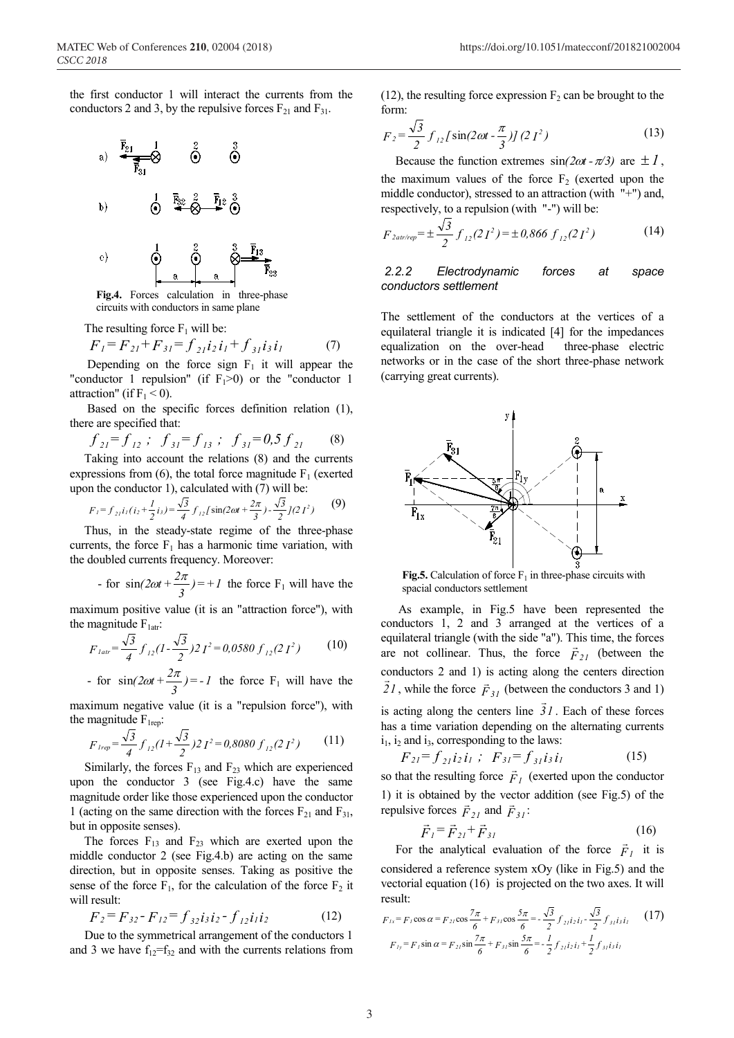the first conductor 1 will interact the currents from the conductors 2 and 3, by the repulsive forces $F_{21}$ and $F_{31}$.

**Fig.4.** Forces calculation in three-phase circuits with conductors in same plane

The resulting force $F_1$ will be:

$$F_1 = F_{21} + F_{31} = f_{21} i_2 i_1 + f_{31} i_3 i_1 \qquad (7)$$

Depending on the force sign $F_1$ it will appear the "conductor 1 repulsion" (if $F_1>0$) or the "conductor 1 attraction" (if $F_1 < 0$).

Based on the specific forces definition relation (1), there are specified that:

$$f_{21} = f_{12} \; ; \quad f_{31} = f_{13} \; ; \quad f_{31} = 0{,}5\, f_{21} \qquad (8)$$

Taking into account the relations (8) and the currents expressions from (6), the total force magnitude $F_1$ (exerted upon the conductor 1), calculated with (7) will be:

$$F_1 = f_{21} i_1 (i_2 + \frac{1}{2} i_3) = \frac{\sqrt{3}}{4} f_{12} [\sin(2\omega t + \frac{2\pi}{3}) - \frac{\sqrt{3}}{2}](2I^2) \qquad (9)$$

Thus, in the steady-state regime of the three-phase currents, the force $F_1$ has a harmonic time variation, with the doubled currents frequency. Moreover:

- for $\sin(2\omega t + \frac{2\pi}{3}) = +1$ the force $F_1$ will have the maximum positive value (it is an "attraction force"), with the magnitude $F_{1atr}$:

$$F_{1atr} = \frac{\sqrt{3}}{4} f_{12} (1 - \frac{\sqrt{3}}{2}) 2I^2 = 0{,}0580\, f_{12} (2I^2) \qquad (10)$$

- for $\sin(2\omega t + \frac{2\pi}{3}) = -1$ the force $F_1$ will have the maximum negative value (it is a "repulsion force"), with the magnitude $F_{1rep}$:

$$F_{1rep} = \frac{\sqrt{3}}{4} f_{12} (1 + \frac{\sqrt{3}}{2}) 2I^2 = 0{,}8080\, f_{12} (2I^2) \qquad (11)$$

Similarly, the forces $F_{13}$ and $F_{23}$ which are experienced upon the conductor 3 (see Fig.4.c) have the same magnitude order like those experienced upon the conductor 1 (acting on the same direction with the forces $F_{21}$ and $F_{31}$, but in opposite senses).

The forces $F_{13}$ and $F_{23}$ which are exerted upon the middle conductor 2 (see Fig.4.b) are acting on the same direction, but in opposite senses. Taking as positive the sense of the force $F_1$, for the calculation of the force $F_2$ it will result:

$$F_2 = F_{32} - F_{12} = f_{32} i_3 i_2 - f_{12} i_1 i_2 \qquad (12)$$

Due to the symmetrical arrangement of the conductors 1 and 3 we have $f_{12}=f_{32}$ and with the currents relations from (12), the resulting force expression $F_2$ can be brought to the form:

$$F_2 = \frac{\sqrt{3}}{2} f_{12} [\sin(2\omega t - \frac{\pi}{3})] (2I^2) \qquad (13)$$

Because the function extremes $\sin(2\omega t - \pi/3)$ are $\pm 1$, the maximum values of the force $F_2$ (exerted upon the middle conductor), stressed to an attraction (with "+") and, respectively, to a repulsion (with "-") will be:

$$F_{2atr/rep} = \pm \frac{\sqrt{3}}{2} f_{12} (2I^2) = \pm 0{,}866\, f_{12} (2I^2) \qquad (14)$$

### 2.2.2 Electrodynamic forces at space conductors settlement

The settlement of the conductors at the vertices of a equilateral triangle it is indicated [4] for the impedances equalization on the over-head three-phase electric networks or in the case of the short three-phase network (carrying great currents).

**Fig.5.** Calculation of force $F_1$ in three-phase circuits with spacial conductors settlement

As example, in Fig.5 have been represented the conductors 1, 2 and 3 arranged at the vertices of a equilateral triangle (with the side "a"). This time, the forces are not collinear. Thus, the force $\vec{F}_{21}$ (between the conductors 2 and 1) is acting along the centers direction $\vec{21}$, while the force $\vec{F}_{31}$ (between the conductors 3 and 1) is acting along the centers line $\vec{31}$. Each of these forces has a time variation depending on the alternating currents $i_1$, $i_2$ and $i_3$, corresponding to the laws:

$$F_{21} = f_{21} i_2 i_1 \; ; \quad F_{31} = f_{31} i_3 i_1 \qquad (15)$$

so that the resulting force $\vec{F}_1$ (exerted upon the conductor 1) it is obtained by the vector addition (see Fig.5) of the repulsive forces $\vec{F}_{21}$ and $\vec{F}_{31}$:

$$\vec{F}_1 = \vec{F}_{21} + \vec{F}_{31} \qquad (16)$$

For the analytical evaluation of the force $\vec{F}_1$ it is considered a reference system xOy (like in Fig.5) and the vectorial equation (16) is projected on the two axes. It will result:

$$F_{1x} = F_1 \cos\alpha = F_{21} \cos\frac{7\pi}{6} + F_{31} \cos\frac{5\pi}{6} = -\frac{\sqrt{3}}{2} f_{21} i_2 i_1 - \frac{\sqrt{3}}{2} f_{31} i_3 i_1 \qquad (17)$$

$$F_{1y} = F_1 \sin\alpha = F_{21} \sin\frac{7\pi}{6} + F_{31} \sin\frac{5\pi}{6} = -\frac{1}{2} f_{21} i_2 i_1 + \frac{1}{2} f_{31} i_3 i_1$$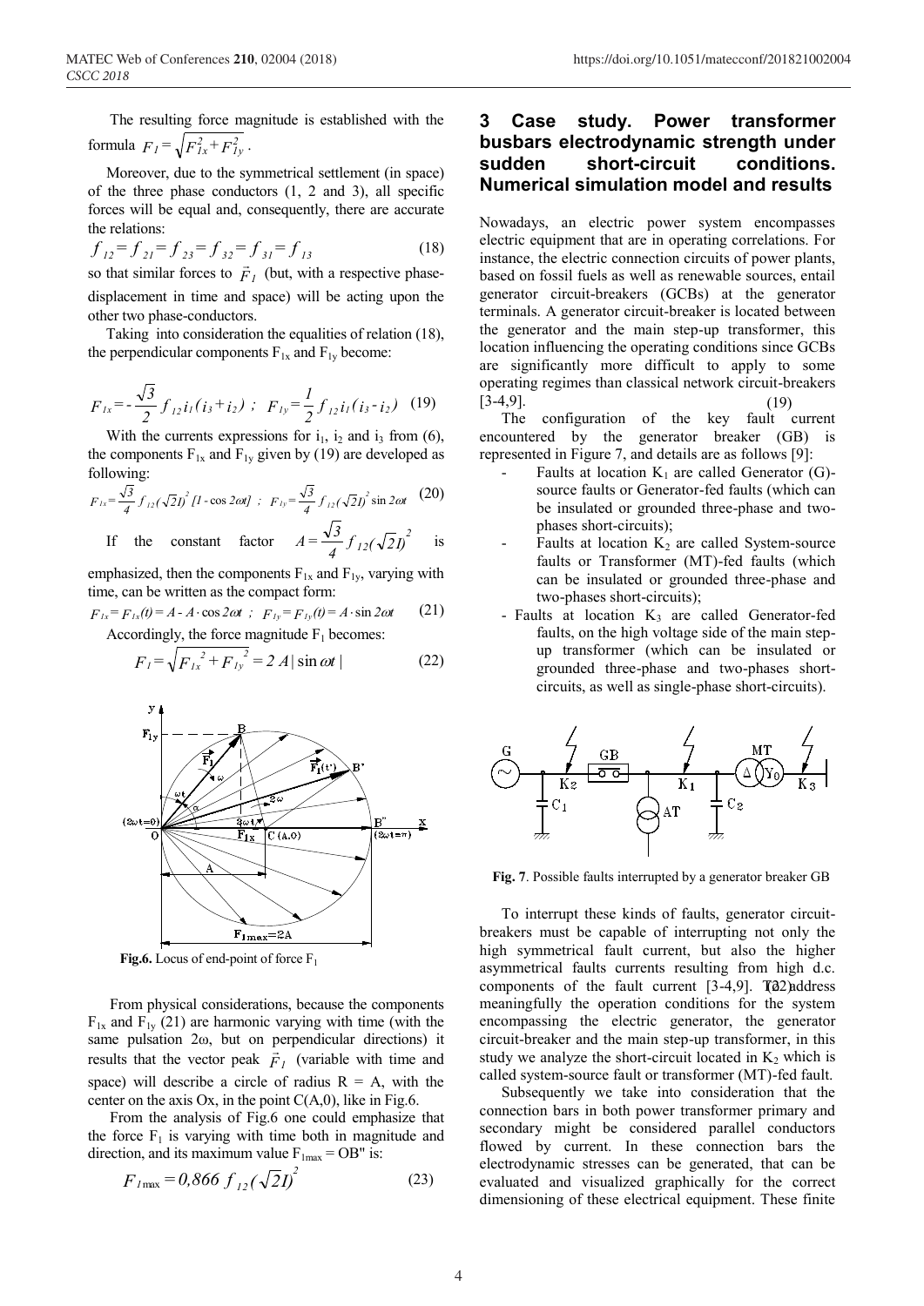The resulting force magnitude is established with the formula $F_1 = \sqrt{F_{1x}^2 + F_{1y}^2}$.

Moreover, due to the symmetrical settlement (in space) of the three phase conductors (1, 2 and 3), all specific forces will be equal and, consequently, there are accurate the relations:

$$f_{12} = f_{21} = f_{23} = f_{32} = f_{31} = f_{13} \tag{18}$$

so that similar forces to $\vec{F}_1$ (but, with a respective phase-displacement in time and space) will be acting upon the other two phase-conductors.

Taking into consideration the equalities of relation (18), the perpendicular components $F_{1x}$ and $F_{1y}$ become:

$$F_{1x} = -\frac{\sqrt{3}}{2} f_{12} i_1 (i_3 + i_2) \; ; \; F_{1y} = \frac{1}{2} f_{12} i_1 (i_3 - i_2) \tag{19}$$

With the currents expressions for $i_1$, $i_2$ and $i_3$ from (6), the components $F_{1x}$ and $F_{1y}$ given by (19) are developed as following:

$$F_{1x} = \frac{\sqrt{3}}{4} f_{12} (\sqrt{2} I)^2 [1 - \cos 2\omega t] \; ; \; F_{1y} = \frac{\sqrt{3}}{4} f_{12} (\sqrt{2} I)^2 \sin 2\omega t \tag{20}$$

If the constant factor $A = \frac{\sqrt{3}}{4} f_{12} (\sqrt{2} I)^2$ is emphasized, then the components $F_{1x}$ and $F_{1y}$, varying with time, can be written as the compact form:

$$F_{1x} = F_{1x}(t) = A - A \cdot \cos 2\omega t \; ; \; F_{1y} = F_{1y}(t) = A \cdot \sin 2\omega t \tag{21}$$

Accordingly, the force magnitude $F_1$ becomes:

$$F_1 = \sqrt{F_{1x}^2 + F_{1y}^2} = 2A |\sin \omega t| \tag{22}$$

**Fig.6.** Locus of end-point of force $F_1$

From physical considerations, because the components $F_{1x}$ and $F_{1y}$ (21) are harmonic varying with time (with the same pulsation $2\omega$, but on perpendicular directions) it results that the vector peak $\vec{F}_1$ (variable with time and space) will describe a circle of radius R = A, with the center on the axis Ox, in the point C(A,0), like in Fig.6.

From the analysis of Fig.6 one could emphasize that the force $F_1$ is varying with time both in magnitude and direction, and its maximum value $F_{1max} = OB''$ is:

$$F_{1\max} = 0{,}866 \, f_{12} (\sqrt{2} I)^2 \tag{23}$$

## 3 Case study. Power transformer busbars electrodynamic strength under sudden short-circuit conditions. Numerical simulation model and results

Nowadays, an electric power system encompasses electric equipment that are in operating correlations. For instance, the electric connection circuits of power plants, based on fossil fuels as well as renewable sources, entail generator circuit-breakers (GCBs) at the generator terminals. A generator circuit-breaker is located between the generator and the main step-up transformer, this location influencing the operating conditions since GCBs are significantly more difficult to apply to some operating regimes than classical network circuit-breakers [3-4,9].

The configuration of the key fault current encountered by the generator breaker (GB) is represented in Figure 7, and details are as follows [9]:

- Faults at location $K_1$ are called Generator (G)-source faults or Generator-fed faults (which can be insulated or grounded three-phase and two-phases short-circuits);
- Faults at location $K_2$ are called System-source faults or Transformer (MT)-fed faults (which can be insulated or grounded three-phase and two-phases short-circuits);
- Faults at location $K_3$ are called Generator-fed faults, on the high voltage side of the main step-up transformer (which can be insulated or grounded three-phase and two-phases short-circuits, as well as single-phase short-circuits).

**Fig. 7**. Possible faults interrupted by a generator breaker GB

To interrupt these kinds of faults, generator circuit-breakers must be capable of interrupting not only the high symmetrical fault current, but also the higher asymmetrical faults currents resulting from high d.c. components of the fault current [3-4,9]. To address meaningfully the operation conditions for the system encompassing the electric generator, the generator circuit-breaker and the main step-up transformer, in this study we analyze the short-circuit located in $K_2$ which is called system-source fault or transformer (MT)-fed fault.

Subsequently we take into consideration that the connection bars in both power transformer primary and secondary might be considered parallel conductors flowed by current. In these connection bars the electrodynamic stresses can be generated, that can be evaluated and visualized graphically for the correct dimensioning of these electrical equipment. These finite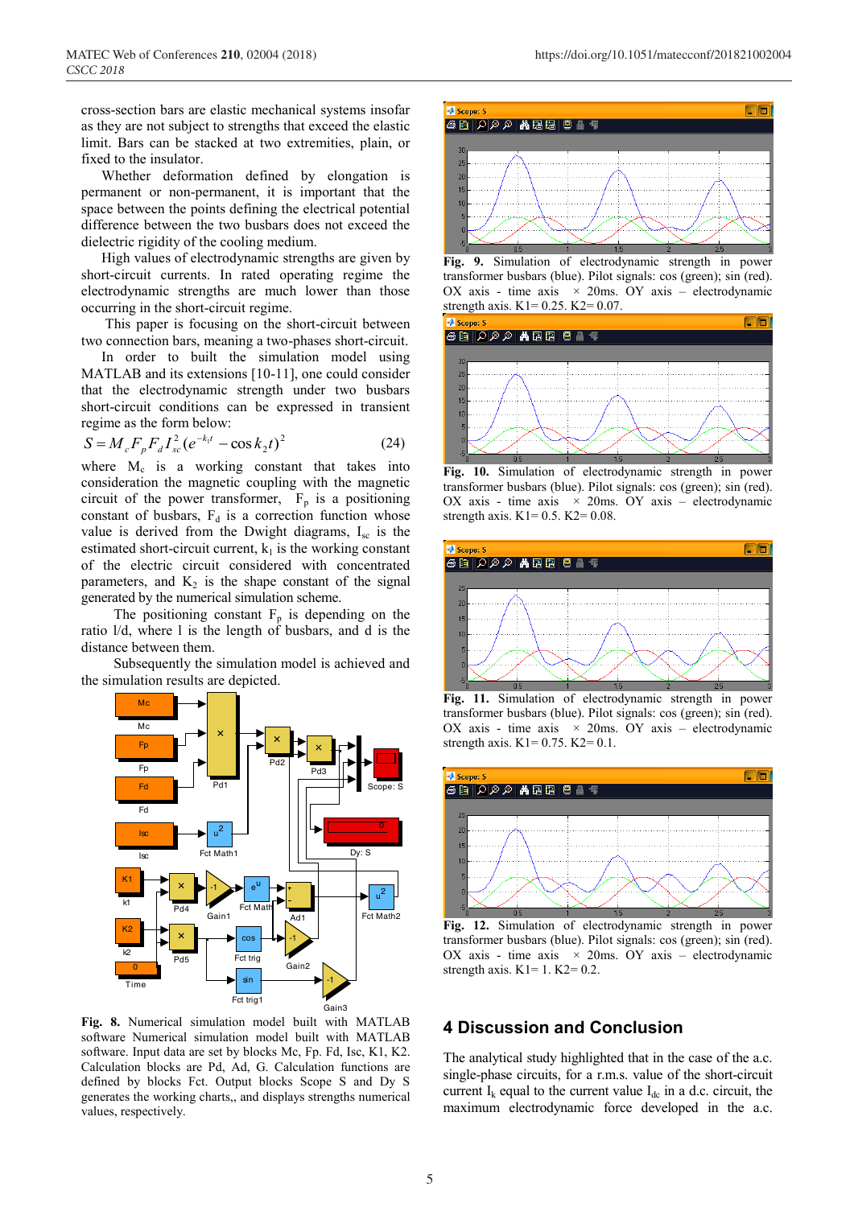cross-section bars are elastic mechanical systems insofar as they are not subject to strengths that exceed the elastic limit. Bars can be stacked at two extremities, plain, or fixed to the insulator.

Whether deformation defined by elongation is permanent or non-permanent, it is important that the space between the points defining the electrical potential difference between the two busbars does not exceed the dielectric rigidity of the cooling medium.

High values of electrodynamic strengths are given by short-circuit currents. In rated operating regime the electrodynamic strengths are much lower than those occurring in the short-circuit regime.

This paper is focusing on the short-circuit between two connection bars, meaning a two-phases short-circuit.

In order to built the simulation model using MATLAB and its extensions [10-11], one could consider that the electrodynamic strength under two busbars short-circuit conditions can be expressed in transient regime as the form below:

$$S = M_c F_p F_d I_{sc}^2 (e^{-k_1 t} - \cos k_2 t)^2 \tag{24}$$

where $M_c$ is a working constant that takes into consideration the magnetic coupling with the magnetic circuit of the power transformer, $F_p$ is a positioning constant of busbars, $F_d$ is a correction function whose value is derived from the Dwight diagrams, $I_{sc}$ is the estimated short-circuit current, $k_1$ is the working constant of the electric circuit considered with circuit parameters, and $K_2$ is the shape constant of the signal generated by the numerical simulation scheme.

The positioning constant $F_p$ is depending on the ratio l/d, where l is the length of busbars, and d is the distance between them.

Subsequently the simulation model is achieved and the simulation results are depicted.

**Fig. 8.** Numerical simulation model built with MATLAB software Numerical simulation model built with MATLAB software. Input data are set by blocks Mc, Fp. Fd, Isc, K1, K2. Calculation blocks are Pd, Ad, G. Calculation functions are defined by blocks Fct. Output blocks Scope S and Dy S generates the working charts,, and displays strengths numerical values, respectively.

**Fig. 9.** Simulation of electrodynamic strength in power transformer busbars (blue). Pilot signals: cos (green); sin (red). OX axis - time axis × 20ms. OY axis – electrodynamic strength axis. K1= 0.25. K2= 0.07.

**Fig. 10.** Simulation of electrodynamic strength in power transformer busbars (blue). Pilot signals: cos (green); sin (red). OX axis - time axis × 20ms. OY axis – electrodynamic strength axis. K1= 0.5. K2= 0.08.

**Fig. 11.** Simulation of electrodynamic strength in power transformer busbars (blue). Pilot signals: cos (green); sin (red). OX axis - time axis × 20ms. OY axis – electrodynamic strength axis. K1= 0.75. K2= 0.1.

**Fig. 12.** Simulation of electrodynamic strength in power transformer busbars (blue). Pilot signals: cos (green); sin (red). OX axis - time axis × 20ms. OY axis – electrodynamic strength axis. K1= 1. K2= 0.2.

## 4 Discussion and Conclusion

The analytical study highlighted that in the case of the a.c. single-phase circuits, for a r.m.s. value of the short-circuit current $I_k$ equal to the current value $I_{dc}$ in a d.c. circuit, the maximum electrodynamic force developed in the a.c.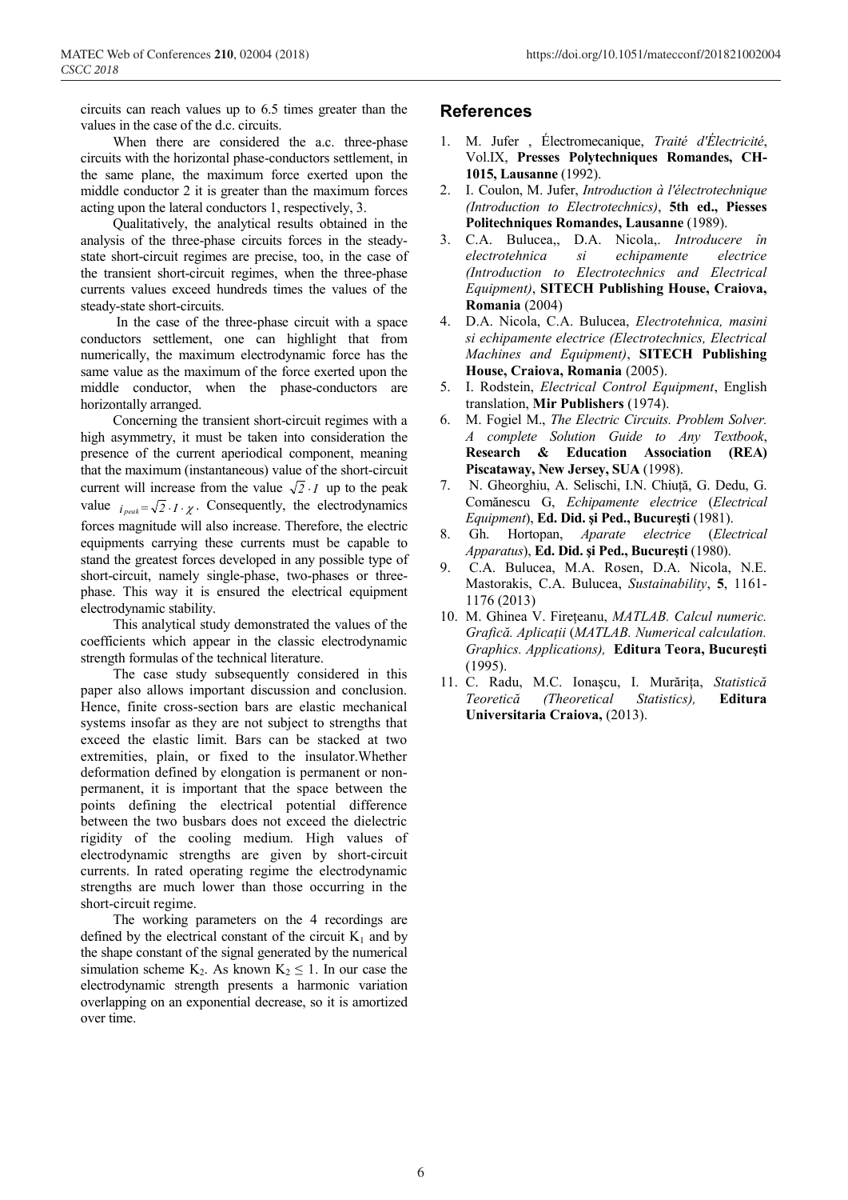circuits can reach values up to 6.5 times greater than the values in the case of the d.c. circuits.

When there are considered the a.c. three-phase circuits with the horizontal phase-conductors settlement, in the same plane, the maximum force exerted upon the middle conductor 2 it is greater than the maximum forces acting upon the lateral conductors 1, respectively, 3.

Qualitatively, the analytical results obtained in the analysis of the three-phase circuits forces in the steady-state short-circuit regimes are precise, too, in the case of the transient short-circuit regimes, when the three-phase currents values exceed hundreds times the values of the steady-state short-circuits.

In the case of the three-phase circuit with a space conductors settlement, one can highlight that from numerically, the maximum electrodynamic force has the same value as the maximum of the force exerted upon the middle conductor, when the phase-conductors are horizontally arranged.

Concerning the transient short-circuit regimes with a high asymmetry, it must be taken into consideration the presence of the current aperiodical component, meaning that the maximum (instantaneous) value of the short-circuit current will increase from the value $\sqrt{2} \cdot I$ up to the peak value $i_{peak} = \sqrt{2} \cdot I \cdot \chi$. Consequently, the electrodynamics forces magnitude will also increase. Therefore, the electric equipments carrying these currents must be capable to stand the greatest forces developed in any possible type of short-circuit, namely single-phase, two-phases or three-phase. This way it is ensured the electrical equipment electrodynamic stability.

This analytical study demonstrated the values of the coefficients which appear in the classic electrodynamic strength formulas of the technical literature.

The case study subsequently considered in this paper also allows important discussion and conclusion. Hence, finite cross-section bars are elastic mechanical systems insofar as they are not subject to strengths that exceed the elastic limit. Bars can be stacked at two extremities, plain, or fixed to the insulator.Whether deformation defined by elongation is permanent or non-permanent, it is important that the space between the points defining the electrical potential difference between the two busbars does not exceed the dielectric rigidity of the cooling medium. High values of electrodynamic strengths are given by short-circuit currents. In rated operating regime the electrodynamic strengths are much lower than those occurring in the short-circuit regime.

The working parameters on the 4 recordings are defined by the electrical constant of the circuit $K_1$ and by the shape constant of the signal generated by the numerical simulation scheme $K_2$. As known $K_2 \leq 1$. In our case the electrodynamic strength presents a harmonic variation overlapping on an exponential decrease, so it is amortized over time.

## References

1. M. Jufer , Électromecanique, *Traité d'Électricité*, Vol.IX, **Presses Polytechniques Romandes, CH-1015, Lausanne** (1992).
2. I. Coulon, M. Jufer, *Introduction à l'électrotechnique (Introduction to Electrotechnics)*, **5th ed., Piesses Politechniques Romandes, Lausanne** (1989).
3. C.A. Bulucea,, D.A. Nicola,. *Introducere în electrotehnica si echipamente electrice (Introduction to Electrotechnics and Electrical Equipment)*, **SITECH Publishing House, Craiova, Romania** (2004)
4. D.A. Nicola, C.A. Bulucea, *Electrotehnica, masini si echipamente electrice (Electrotechnics, Electrical Machines and Equipment)*, **SITECH Publishing House, Craiova, Romania** (2005).
5. I. Rodstein, *Electrical Control Equipment*, English translation, **Mir Publishers** (1974).
6. M. Fogiel M., *The Electric Circuits. Problem Solver. A complete Solution Guide to Any Textbook*, **Research & Education Association (REA) Piscataway, New Jersey, SUA** (1998).
7. N. Gheorghiu, A. Selischi, I.N. Chiuță, G. Dedu, G. Comănescu G, *Echipamente electrice* (*Electrical Equipment*), **Ed. Did. şi Ped., Bucureşti** (1981).
8. Gh. Hortopan, *Aparate electrice* (*Electrical Apparatus*), **Ed. Did. şi Ped., Bucureşti** (1980).
9. C.A. Bulucea, M.A. Rosen, D.A. Nicola, N.E. Mastorakis, C.A. Bulucea, *Sustainability*, **5**, 1161-1176 (2013)
10. M. Ghinea V. Firețeanu, *MATLAB. Calcul numeric. Grafică. Aplicații* (*MATLAB. Numerical calculation. Graphics. Applications),* **Editura Teora, Bucureşti** (1995).
11. C. Radu, M.C. Ionaşcu, I. Murărița, *Statistică Teoretică (Theoretical Statistics),* **Editura Universitaria Craiova,** (2013).